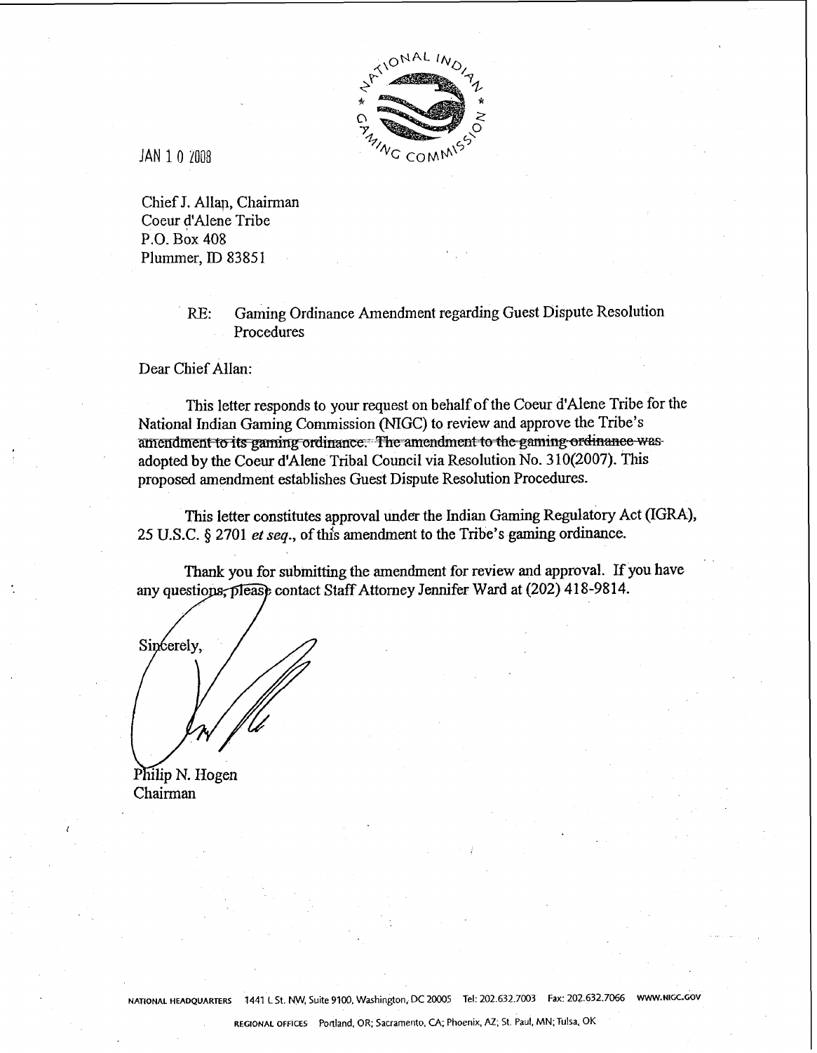JAN 10 2008

Chief J. Allan, Chairman
Coeur d'Alene Tribe
P.O. Box 408
Plummer, ID 83851

RE: Gaming Ordinance Amendment regarding Guest Dispute Resolution Procedures

Dear Chief Allan:

This letter responds to your request on behalf of the Coeur d'Alene Tribe for the National Indian Gaming Commission (NIGC) to review and approve the Tribe's ~~amendment to its gaming ordinance. The amendment to the gaming ordinance was~~ adopted by the Coeur d'Alene Tribal Council via Resolution No. 310(2007). This proposed amendment establishes Guest Dispute Resolution Procedures.

This letter constitutes approval under the Indian Gaming Regulatory Act (IGRA), 25 U.S.C. § 2701 *et seq.*, of this amendment to the Tribe's gaming ordinance.

Thank you for submitting the amendment for review and approval. If you have any questions, please contact Staff Attorney Jennifer Ward at (202) 418-9814.

Sincerely,

Philip N. Hogen
Chairman

NATIONAL HEADQUARTERS 1441 L St. NW, Suite 9100, Washington, DC 20005 Tel: 202.632.7003 Fax: 202.632.7066 WWW.NIGC.GOV

REGIONAL OFFICES Portland, OR; Sacramento, CA; Phoenix, AZ; St. Paul, MN; Tulsa, OK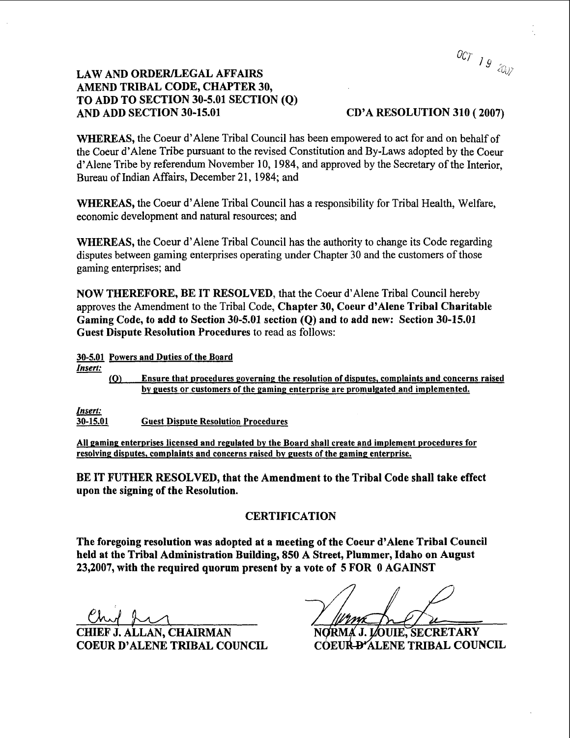OCT 19 2007

**LAW AND ORDER/LEGAL AFFAIRS**
**AMEND TRIBAL CODE, CHAPTER 30,**
**TO ADD TO SECTION 30-5.01 SECTION (Q)**
**AND ADD SECTION 30-15.01**

**CD'A RESOLUTION 310 ( 2007)**

**WHEREAS,** the Coeur d'Alene Tribal Council has been empowered to act for and on behalf of the Coeur d'Alene Tribe pursuant to the revised Constitution and By-Laws adopted by the Coeur d'Alene Tribe by referendum November 10, 1984, and approved by the Secretary of the Interior, Bureau of Indian Affairs, December 21, 1984; and

**WHEREAS,** the Coeur d'Alene Tribal Council has a responsibility for Tribal Health, Welfare, economic development and natural resources; and

**WHEREAS,** the Coeur d'Alene Tribal Council has the authority to change its Code regarding disputes between gaming enterprises operating under Chapter 30 and the customers of those gaming enterprises; and

**NOW THEREFORE, BE IT RESOLVED,** that the Coeur d'Alene Tribal Council hereby approves the Amendment to the Tribal Code, **Chapter 30, Coeur d'Alene Tribal Charitable Gaming Code, to add to Section 30-5.01 section (Q) and to add new: Section 30-15.01 Guest Dispute Resolution Procedures** to read as follows:

30-5.01 Powers and Duties of the Board

*Insert:*

(Q) Ensure that procedures governing the resolution of disputes, complaints and concerns raised by guests or customers of the gaming enterprise are promulgated and implemented.

*Insert:*

30-15.01 Guest Dispute Resolution Procedures

All gaming enterprises licensed and regulated by the Board shall create and implement procedures for resolving disputes, complaints and concerns raised by guests of the gaming enterprise.

**BE IT FUTHER RESOLVED, that the Amendment to the Tribal Code shall take effect upon the signing of the Resolution.**

## CERTIFICATION

**The foregoing resolution was adopted at a meeting of the Coeur d'Alene Tribal Council held at the Tribal Administration Building, 850 A Street, Plummer, Idaho on August 23,2007, with the required quorum present by a vote of 5 FOR 0 AGAINST**

**CHIEF J. ALLAN, CHAIRMAN**
**COEUR D'ALENE TRIBAL COUNCIL**

**NORMA J. LOUIE, SECRETARY**
**COEUR D'ALENE TRIBAL COUNCIL**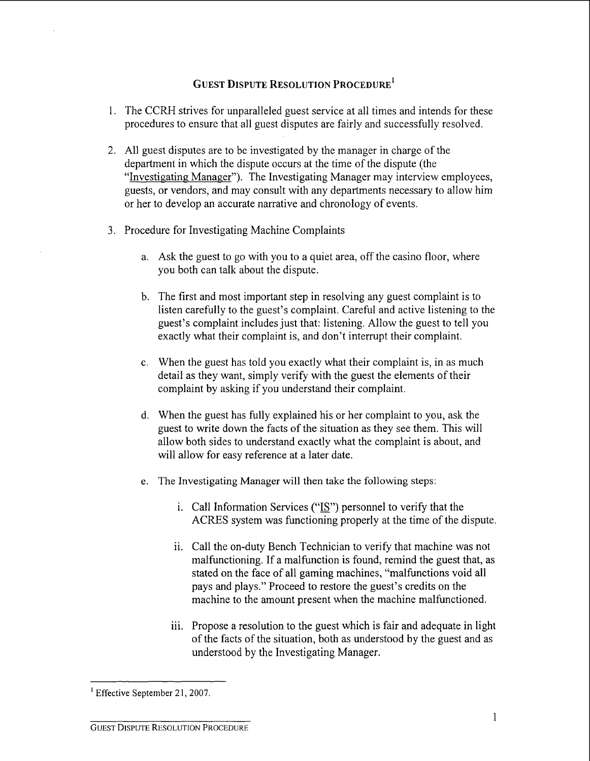## Guest Dispute Resolution Procedure[1]

1. The CCRH strives for unparalleled guest service at all times and intends for these procedures to ensure that all guest disputes are fairly and successfully resolved.

2. All guest disputes are to be investigated by the manager in charge of the department in which the dispute occurs at the time of the dispute (the "Investigating Manager"). The Investigating Manager may interview employees, guests, or vendors, and may consult with any departments necessary to allow him or her to develop an accurate narrative and chronology of events.

3. Procedure for Investigating Machine Complaints

    a. Ask the guest to go with you to a quiet area, off the casino floor, where you both can talk about the dispute.

    b. The first and most important step in resolving any guest complaint is to listen carefully to the guest's complaint. Careful and active listening to the guest's complaint includes just that: listening. Allow the guest to tell you exactly what their complaint is, and don't interrupt their complaint.

    c. When the guest has told you exactly what their complaint is, in as much detail as they want, simply verify with the guest the elements of their complaint by asking if you understand their complaint.

    d. When the guest has fully explained his or her complaint to you, ask the guest to write down the facts of the situation as they see them. This will allow both sides to understand exactly what the complaint is about, and will allow for easy reference at a later date.

    e. The Investigating Manager will then take the following steps:

        i. Call Information Services ("IS") personnel to verify that the ACRES system was functioning properly at the time of the dispute.

        ii. Call the on-duty Bench Technician to verify that machine was not malfunctioning. If a malfunction is found, remind the guest that, as stated on the face of all gaming machines, "malfunctions void all pays and plays." Proceed to restore the guest's credits on the machine to the amount present when the machine malfunctioned.

        iii. Propose a resolution to the guest which is fair and adequate in light of the facts of the situation, both as understood by the guest and as understood by the Investigating Manager.

---

[1] Effective September 21, 2007.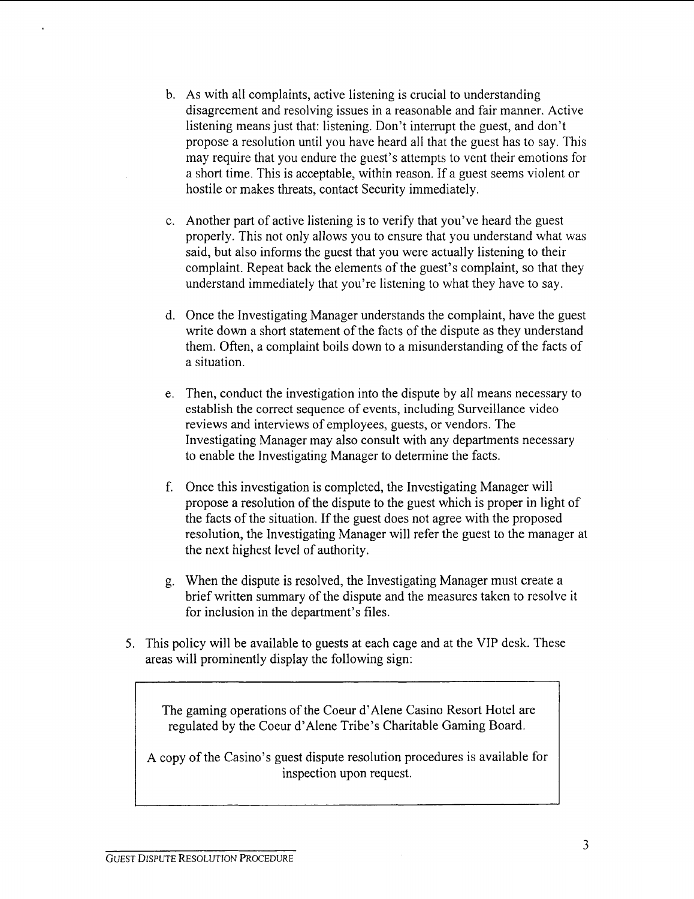b. As with all complaints, active listening is crucial to understanding disagreement and resolving issues in a reasonable and fair manner. Active listening means just that: listening. Don't interrupt the guest, and don't propose a resolution until you have heard all that the guest has to say. This may require that you endure the guest's attempts to vent their emotions for a short time. This is acceptable, within reason. If a guest seems violent or hostile or makes threats, contact Security immediately.

c. Another part of active listening is to verify that you've heard the guest properly. This not only allows you to ensure that you understand what was said, but also informs the guest that you were actually listening to their complaint. Repeat back the elements of the guest's complaint, so that they understand immediately that you're listening to what they have to say.

d. Once the Investigating Manager understands the complaint, have the guest write down a short statement of the facts of the dispute as they understand them. Often, a complaint boils down to a misunderstanding of the facts of a situation.

e. Then, conduct the investigation into the dispute by all means necessary to establish the correct sequence of events, including Surveillance video reviews and interviews of employees, guests, or vendors. The Investigating Manager may also consult with any departments necessary to enable the Investigating Manager to determine the facts.

f. Once this investigation is completed, the Investigating Manager will propose a resolution of the dispute to the guest which is proper in light of the facts of the situation. If the guest does not agree with the proposed resolution, the Investigating Manager will refer the guest to the manager at the next highest level of authority.

g. When the dispute is resolved, the Investigating Manager must create a brief written summary of the dispute and the measures taken to resolve it for inclusion in the department's files.

5. This policy will be available to guests at each cage and at the VIP desk. These areas will prominently display the following sign:

> The gaming operations of the Coeur d'Alene Casino Resort Hotel are regulated by the Coeur d'Alene Tribe's Charitable Gaming Board.
>
> A copy of the Casino's guest dispute resolution procedures is available for inspection upon request.